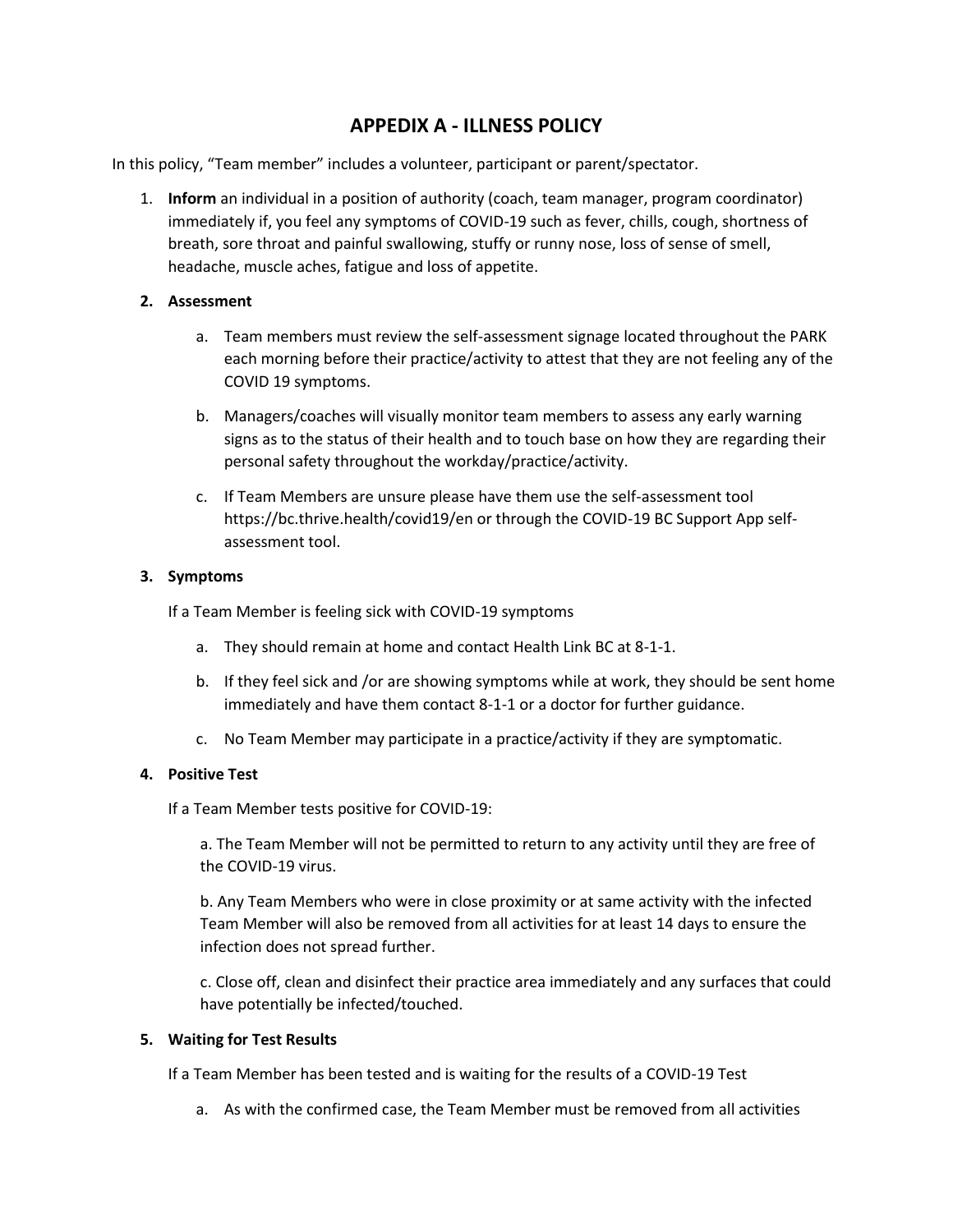# APPEDIX A - ILLNESS POLICY

In this policy, "Team member" includes a volunteer, participant or parent/spectator.

1. **Inform** an individual in a position of authority (coach, team manager, program coordinator) immediately if, you feel any symptoms of COVID-19 such as fever, chills, cough, shortness of breath, sore throat and painful swallowing, stuffy or runny nose, loss of sense of smell, headache, muscle aches, fatigue and loss of appetite.

2. **Assessment**

   a. Team members must review the self-assessment signage located throughout the PARK each morning before their practice/activity to attest that they are not feeling any of the COVID 19 symptoms.

   b. Managers/coaches will visually monitor team members to assess any early warning signs as to the status of their health and to touch base on how they are regarding their personal safety throughout the workday/practice/activity.

   c. If Team Members are unsure please have them use the self-assessment tool https://bc.thrive.health/covid19/en or through the COVID-19 BC Support App self-assessment tool.

3. **Symptoms**

   If a Team Member is feeling sick with COVID-19 symptoms

   a. They should remain at home and contact Health Link BC at 8-1-1.

   b. If they feel sick and /or are showing symptoms while at work, they should be sent home immediately and have them contact 8-1-1 or a doctor for further guidance.

   c. No Team Member may participate in a practice/activity if they are symptomatic.

4. **Positive Test**

   If a Team Member tests positive for COVID-19:

   a. The Team Member will not be permitted to return to any activity until they are free of the COVID-19 virus.

   b. Any Team Members who were in close proximity or at same activity with the infected Team Member will also be removed from all activities for at least 14 days to ensure the infection does not spread further.

   c. Close off, clean and disinfect their practice area immediately and any surfaces that could have potentially be infected/touched.

5. **Waiting for Test Results**

   If a Team Member has been tested and is waiting for the results of a COVID-19 Test

   a. As with the confirmed case, the Team Member must be removed from all activities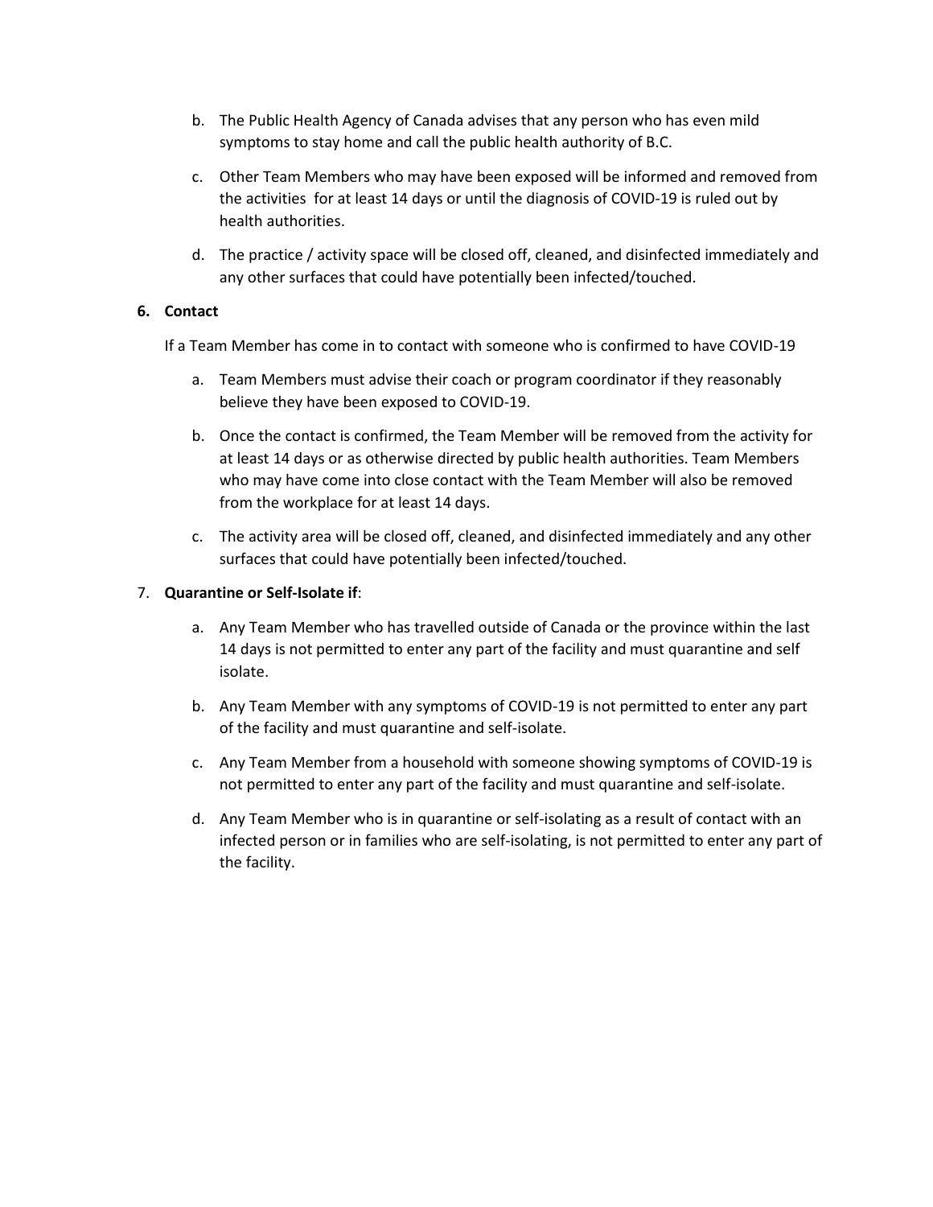b. The Public Health Agency of Canada advises that any person who has even mild symptoms to stay home and call the public health authority of B.C.

c. Other Team Members who may have been exposed will be informed and removed from the activities for at least 14 days or until the diagnosis of COVID-19 is ruled out by health authorities.

d. The practice / activity space will be closed off, cleaned, and disinfected immediately and any other surfaces that could have potentially been infected/touched.

**6. Contact**

If a Team Member has come in to contact with someone who is confirmed to have COVID-19

a. Team Members must advise their coach or program coordinator if they reasonably believe they have been exposed to COVID-19.

b. Once the contact is confirmed, the Team Member will be removed from the activity for at least 14 days or as otherwise directed by public health authorities. Team Members who may have come into close contact with the Team Member will also be removed from the workplace for at least 14 days.

c. The activity area will be closed off, cleaned, and disinfected immediately and any other surfaces that could have potentially been infected/touched.

7. **Quarantine or Self-Isolate if**:

a. Any Team Member who has travelled outside of Canada or the province within the last 14 days is not permitted to enter any part of the facility and must quarantine and self isolate.

b. Any Team Member with any symptoms of COVID-19 is not permitted to enter any part of the facility and must quarantine and self-isolate.

c. Any Team Member from a household with someone showing symptoms of COVID-19 is not permitted to enter any part of the facility and must quarantine and self-isolate.

d. Any Team Member who is in quarantine or self-isolating as a result of contact with an infected person or in families who are self-isolating, is not permitted to enter any part of the facility.